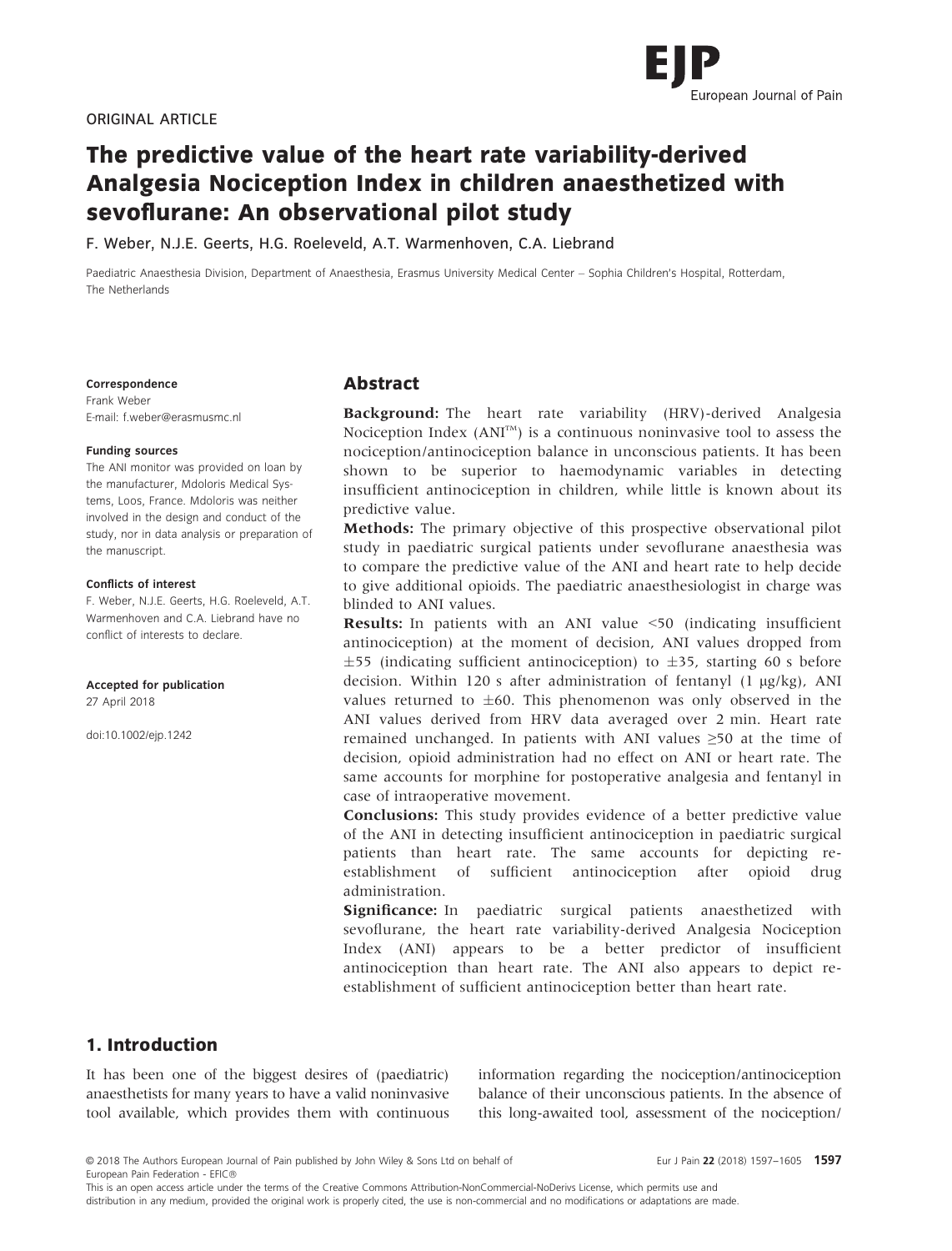ORIGINAL ARTICLE

# The predictive value of the heart rate variability-derived Analgesia Nociception Index in children anaesthetized with sevoflurane: An observational pilot study

F. Weber, N.J.E. Geerts, H.G. Roeleveld, A.T. Warmenhoven, C.A. Liebrand

Paediatric Anaesthesia Division, Department of Anaesthesia, Erasmus University Medical Center – Sophia Children's Hospital, Rotterdam, The Netherlands

**Correspondence**
Frank Weber
E-mail: f.weber@erasmusmc.nl

**Funding sources**
The ANI monitor was provided on loan by the manufacturer, Mdoloris Medical Systems, Loos, France. Mdoloris was neither involved in the design and conduct of the study, nor in data analysis or preparation of the manuscript.

**Conflicts of interest**
F. Weber, N.J.E. Geerts, H.G. Roeleveld, A.T. Warmenhoven and C.A. Liebrand have no conflict of interests to declare.

**Accepted for publication**
27 April 2018

doi:10.1002/ejp.1242

## Abstract

**Background:** The heart rate variability (HRV)-derived Analgesia Nociception Index (ANI™) is a continuous noninvasive tool to assess the nociception/antinociception balance in unconscious patients. It has been shown to be superior to haemodynamic variables in detecting insufficient antinociception in children, while little is known about its predictive value.

**Methods:** The primary objective of this prospective observational pilot study in paediatric surgical patients under sevoflurane anaesthesia was to compare the predictive value of the ANI and heart rate to help decide to give additional opioids. The paediatric anaesthesiologist in charge was blinded to ANI values.

**Results:** In patients with an ANI value <50 (indicating insufficient antinociception) at the moment of decision, ANI values dropped from ±55 (indicating sufficient antinociception) to ±35, starting 60 s before decision. Within 120 s after administration of fentanyl (1 μg/kg), ANI values returned to ±60. This phenomenon was only observed in the ANI values derived from HRV data averaged over 2 min. Heart rate remained unchanged. In patients with ANI values ≥50 at the time of decision, opioid administration had no effect on ANI or heart rate. The same accounts for morphine for postoperative analgesia and fentanyl in case of intraoperative movement.

**Conclusions:** This study provides evidence of a better predictive value of the ANI in detecting insufficient antinociception in paediatric surgical patients than heart rate. The same accounts for depicting re-establishment of sufficient antinociception after opioid drug administration.

**Significance:** In paediatric surgical patients anaesthetized with sevoflurane, the heart rate variability-derived Analgesia Nociception Index (ANI) appears to be a better predictor of insufficient antinociception than heart rate. The ANI also appears to depict re-establishment of sufficient antinociception better than heart rate.

## 1. Introduction

It has been one of the biggest desires of (paediatric) anaesthetists for many years to have a valid noninvasive tool available, which provides them with continuous information regarding the nociception/antinociception balance of their unconscious patients. In the absence of this long-awaited tool, assessment of the nociception/

© 2018 The Authors European Journal of Pain published by John Wiley & Sons Ltd on behalf of European Pain Federation - EFIC®
This is an open access article under the terms of the Creative Commons Attribution-NonCommercial-NoDerivs License, which permits use and distribution in any medium, provided the original work is properly cited, the use is non-commercial and no modifications or adaptations are made.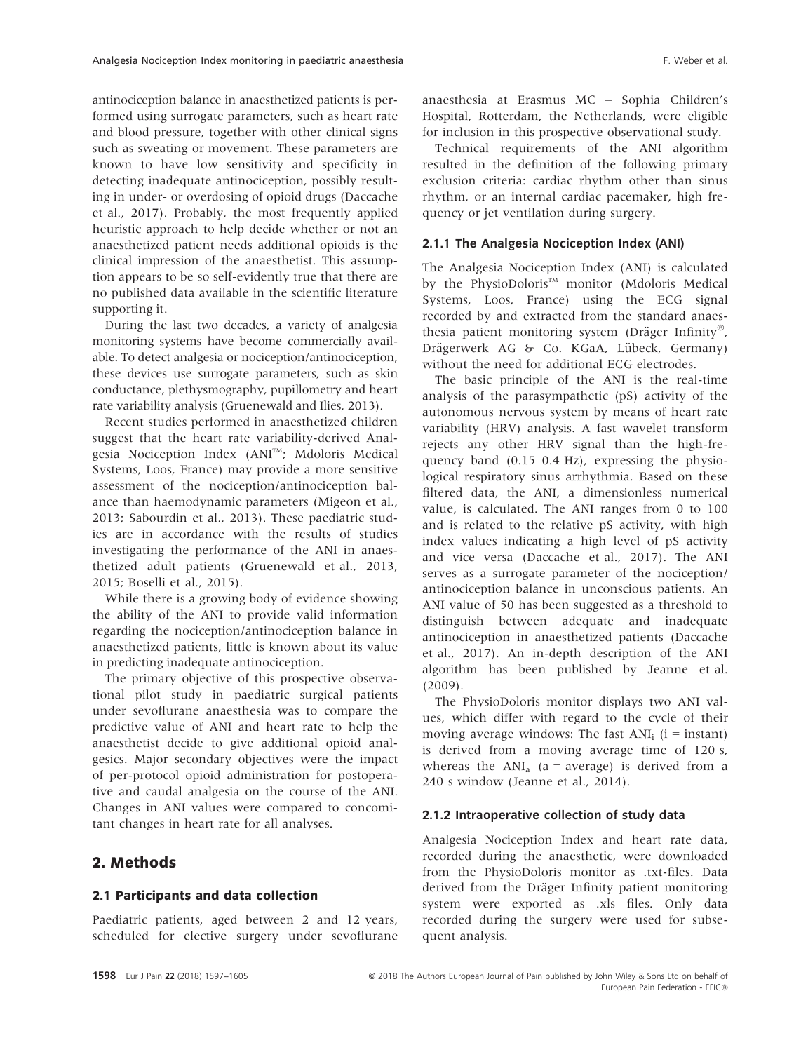antinociception balance in anaesthetized patients is performed using surrogate parameters, such as heart rate and blood pressure, together with other clinical signs such as sweating or movement. These parameters are known to have low sensitivity and specificity in detecting inadequate antinociception, possibly resulting in under- or overdosing of opioid drugs (Daccache et al., 2017). Probably, the most frequently applied heuristic approach to help decide whether or not an anaesthetized patient needs additional opioids is the clinical impression of the anaesthetist. This assumption appears to be so self-evidently true that there are no published data available in the scientific literature supporting it.

During the last two decades, a variety of analgesia monitoring systems have become commercially available. To detect analgesia or nociception/antinociception, these devices use surrogate parameters, such as skin conductance, plethysmography, pupillometry and heart rate variability analysis (Gruenewald and Ilies, 2013).

Recent studies performed in anaesthetized children suggest that the heart rate variability-derived Analgesia Nociception Index (ANI™; Mdoloris Medical Systems, Loos, France) may provide a more sensitive assessment of the nociception/antinociception balance than haemodynamic parameters (Migeon et al., 2013; Sabourdin et al., 2013). These paediatric studies are in accordance with the results of studies investigating the performance of the ANI in anaesthetized adult patients (Gruenewald et al., 2013, 2015; Boselli et al., 2015).

While there is a growing body of evidence showing the ability of the ANI to provide valid information regarding the nociception/antinociception balance in anaesthetized patients, little is known about its value in predicting inadequate antinociception.

The primary objective of this prospective observational pilot study in paediatric surgical patients under sevoflurane anaesthesia was to compare the predictive value of ANI and heart rate to help the anaesthetist decide to give additional opioid analgesics. Major secondary objectives were the impact of per-protocol opioid administration for postoperative and caudal analgesia on the course of the ANI. Changes in ANI values were compared to concomitant changes in heart rate for all analyses.

## 2. Methods

### 2.1 Participants and data collection

Paediatric patients, aged between 2 and 12 years, scheduled for elective surgery under sevoflurane anaesthesia at Erasmus MC – Sophia Children's Hospital, Rotterdam, the Netherlands, were eligible for inclusion in this prospective observational study.

Technical requirements of the ANI algorithm resulted in the definition of the following primary exclusion criteria: cardiac rhythm other than sinus rhythm, or an internal cardiac pacemaker, high frequency or jet ventilation during surgery.

#### 2.1.1 The Analgesia Nociception Index (ANI)

The Analgesia Nociception Index (ANI) is calculated by the PhysioDoloris™ monitor (Mdoloris Medical Systems, Loos, France) using the ECG signal recorded by and extracted from the standard anaesthesia patient monitoring system (Dräger Infinity®, Drägerwerk AG & Co. KGaA, Lübeck, Germany) without the need for additional ECG electrodes.

The basic principle of the ANI is the real-time analysis of the parasympathetic (pS) activity of the autonomous nervous system by means of heart rate variability (HRV) analysis. A fast wavelet transform rejects any other HRV signal than the high-frequency band (0.15–0.4 Hz), expressing the physiological respiratory sinus arrhythmia. Based on these filtered data, the ANI, a dimensionless numerical value, is calculated. The ANI ranges from 0 to 100 and is related to the relative pS activity, with high index values indicating a high level of pS activity and vice versa (Daccache et al., 2017). The ANI serves as a surrogate parameter of the nociception/antinociception balance in unconscious patients. An ANI value of 50 has been suggested as a threshold to distinguish between adequate and inadequate antinociception in anaesthetized patients (Daccache et al., 2017). An in-depth description of the ANI algorithm has been published by Jeanne et al. (2009).

The PhysioDoloris monitor displays two ANI values, which differ with regard to the cycle of their moving average windows: The fast $ANI_i$ (i = instant) is derived from a moving average time of 120 s, whereas the $ANI_a$ (a = average) is derived from a 240 s window (Jeanne et al., 2014).

#### 2.1.2 Intraoperative collection of study data

Analgesia Nociception Index and heart rate data, recorded during the anaesthetic, were downloaded from the PhysioDoloris monitor as .txt-files. Data derived from the Dräger Infinity patient monitoring system were exported as .xls files. Only data recorded during the surgery were used for subsequent analysis.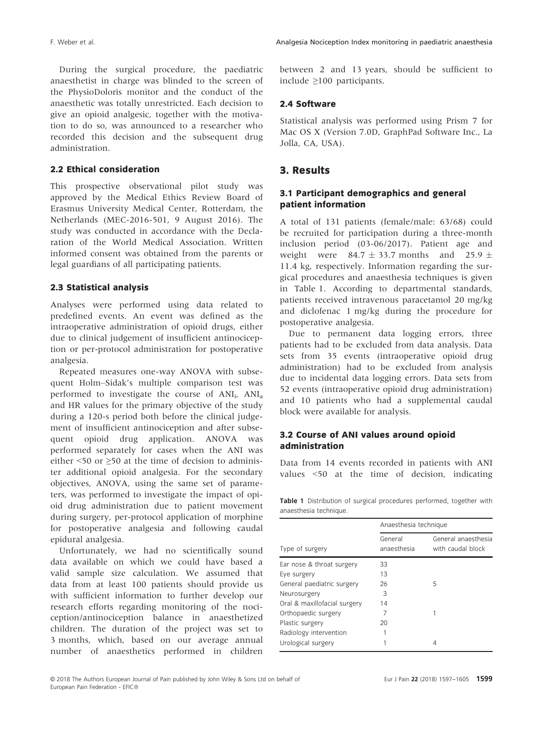During the surgical procedure, the paediatric anaesthetist in charge was blinded to the screen of the PhysioDoloris monitor and the conduct of the anaesthetic was totally unrestricted. Each decision to give an opioid analgesic, together with the motivation to do so, was announced to a researcher who recorded this decision and the subsequent drug administration.

### 2.2 Ethical consideration

This prospective observational pilot study was approved by the Medical Ethics Review Board of Erasmus University Medical Center, Rotterdam, the Netherlands (MEC-2016-501, 9 August 2016). The study was conducted in accordance with the Declaration of the World Medical Association. Written informed consent was obtained from the parents or legal guardians of all participating patients.

### 2.3 Statistical analysis

Analyses were performed using data related to predefined events. An event was defined as the intraoperative administration of opioid drugs, either due to clinical judgement of insufficient antinociception or per-protocol administration for postoperative analgesia.

Repeated measures one-way ANOVA with subsequent Holm–Sidak's multiple comparison test was performed to investigate the course of $ANI_i$, $ANI_a$ and HR values for the primary objective of the study during a 120-s period both before the clinical judgement of insufficient antinociception and after subsequent opioid drug application. ANOVA was performed separately for cases when the ANI was either <50 or ≥50 at the time of decision to administer additional opioid analgesia. For the secondary objectives, ANOVA, using the same set of parameters, was performed to investigate the impact of opioid drug administration due to patient movement during surgery, per-protocol application of morphine for postoperative analgesia and following caudal epidural analgesia.

Unfortunately, we had no scientifically sound data available on which we could have based a valid sample size calculation. We assumed that data from at least 100 patients should provide us with sufficient information to further develop our research efforts regarding monitoring of the nociception/antinociception balance in anaesthetized children. The duration of the project was set to 3 months, which, based on our average annual number of anaesthetics performed in children between 2 and 13 years, should be sufficient to include ≥100 participants.

### 2.4 Software

Statistical analysis was performed using Prism 7 for Mac OS X (Version 7.0D, GraphPad Software Inc., La Jolla, CA, USA).

## 3. Results

### 3.1 Participant demographics and general patient information

A total of 131 patients (female/male: 63/68) could be recruited for participation during a three-month inclusion period (03-06/2017). Patient age and weight were 84.7 ± 33.7 months and 25.9 ± 11.4 kg, respectively. Information regarding the surgical procedures and anaesthesia techniques is given in Table 1. According to departmental standards, patients received intravenous paracetamol 20 mg/kg and diclofenac 1 mg/kg during the procedure for postoperative analgesia.

Due to permanent data logging errors, three patients had to be excluded from data analysis. Data sets from 35 events (intraoperative opioid drug administration) had to be excluded from analysis due to incidental data logging errors. Data sets from 52 events (intraoperative opioid drug administration) and 10 patients who had a supplemental caudal block were available for analysis.

### 3.2 Course of ANI values around opioid administration

Data from 14 events recorded in patients with ANI values <50 at the time of decision, indicating

**Table 1** Distribution of surgical procedures performed, together with anaesthesia technique.

| | Anaesthesia technique | |
|---|---|---|
| Type of surgery | General anaesthesia | General anaesthesia with caudal block |
| Ear nose & throat surgery | 33 | |
| Eye surgery | 13 | |
| General paediatric surgery | 26 | 5 |
| Neurosurgery | 3 | |
| Oral & maxillofacial surgery | 14 | |
| Orthopaedic surgery | 7 | 1 |
| Plastic surgery | 20 | |
| Radiology intervention | 1 | |
| Urological surgery | 1 | 4 |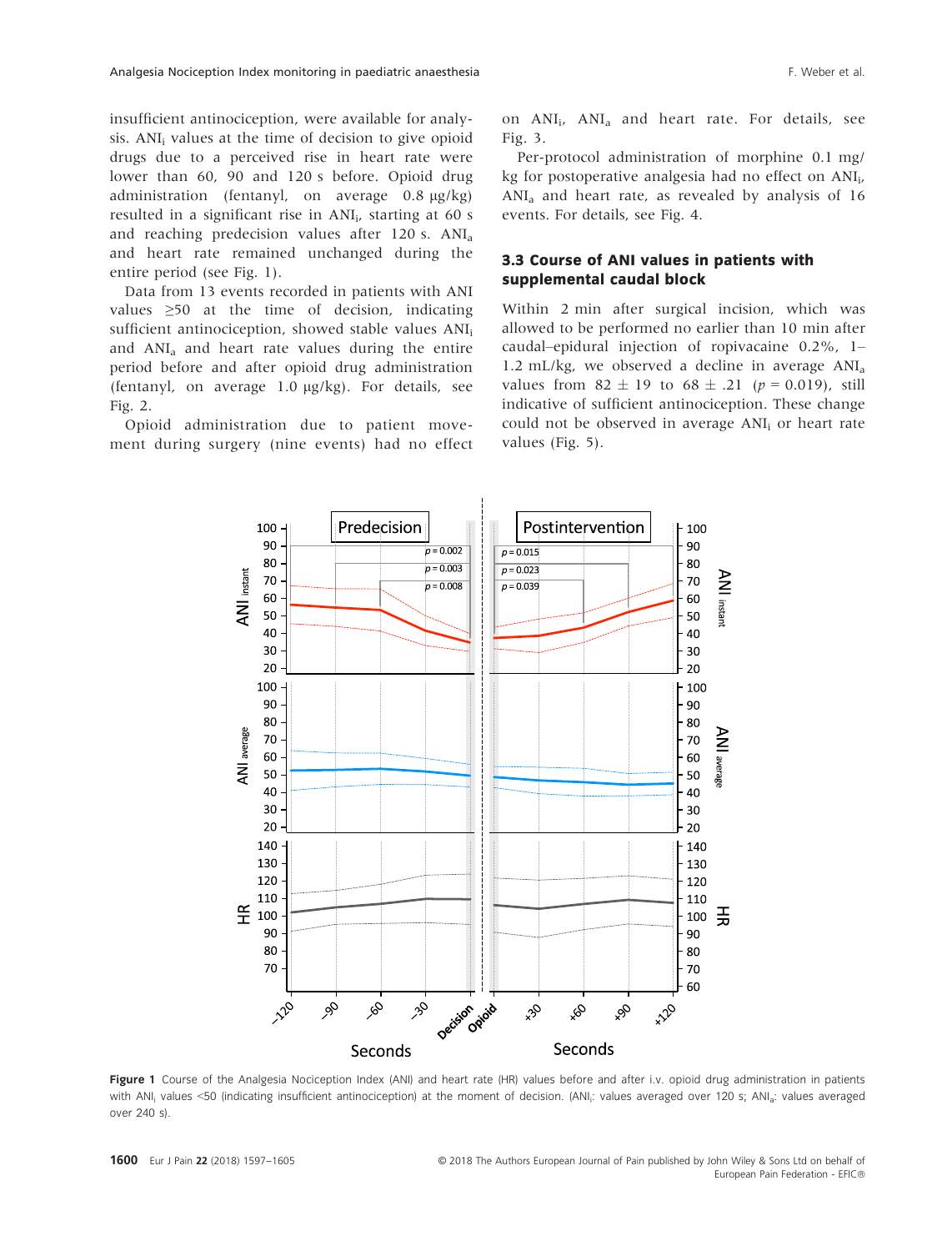insufficient antinociception, were available for analysis. $ANI_i$ values at the time of decision to give opioid drugs due to a perceived rise in heart rate were lower than 60, 90 and 120 s before. Opioid drug administration (fentanyl, on average 0.8 µg/kg) resulted in a significant rise in $ANI_i$, starting at 60 s and reaching predecision values after 120 s. $ANI_a$ and heart rate remained unchanged during the entire period (see Fig. 1).

Data from 13 events recorded in patients with ANI values ≥50 at the time of decision, indicating sufficient antinociception, showed stable values $ANI_i$ and $ANI_a$ and heart rate values during the entire period before and after opioid drug administration (fentanyl, on average 1.0 µg/kg). For details, see Fig. 2.

Opioid administration due to patient movement during surgery (nine events) had no effect on $ANI_i$, $ANI_a$ and heart rate. For details, see Fig. 3.

Per-protocol administration of morphine 0.1 mg/kg for postoperative analgesia had no effect on $ANI_i$, $ANI_a$ and heart rate, as revealed by analysis of 16 events. For details, see Fig. 4.

### 3.3 Course of ANI values in patients with supplemental caudal block

Within 2 min after surgical incision, which was allowed to be performed no earlier than 10 min after caudal–epidural injection of ropivacaine 0.2%, 1–1.2 mL/kg, we observed a decline in average $ANI_a$ values from 82 ± 19 to 68 ± .21 ($p = 0.019$), still indicative of sufficient antinociception. These change could not be observed in average $ANI_i$ or heart rate values (Fig. 5).

**Figure 1** Course of the Analgesia Nociception Index (ANI) and heart rate (HR) values before and after i.v. opioid drug administration in patients with $ANI_i$ values <50 (indicating insufficient antinociception) at the moment of decision. ($ANI_i$: values averaged over 120 s; $ANI_a$: values averaged over 240 s).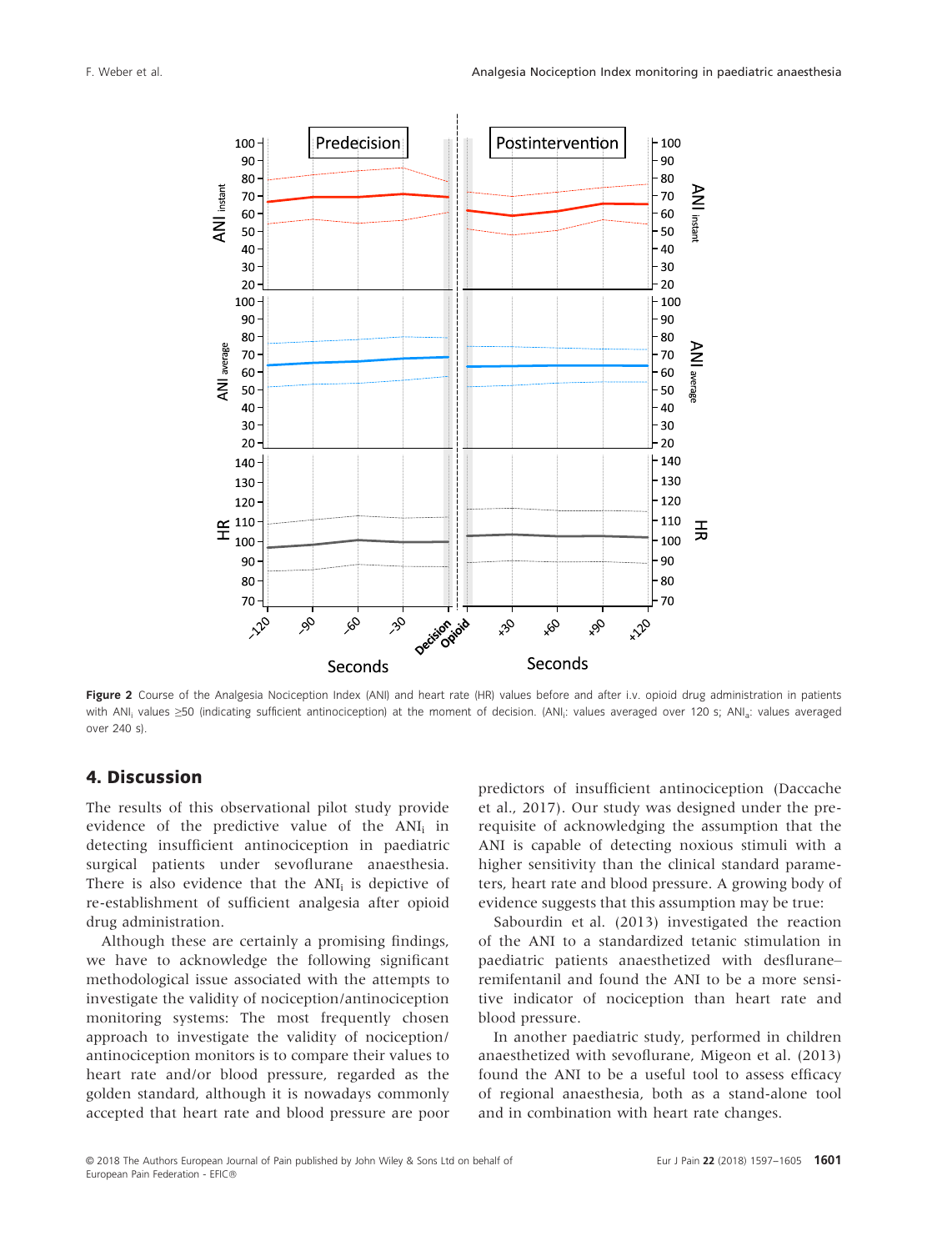**Figure 2** Course of the Analgesia Nociception Index (ANI) and heart rate (HR) values before and after i.v. opioid drug administration in patients with $ANI_i$ values ≥50 (indicating sufficient antinociception) at the moment of decision. ($ANI_i$: values averaged over 120 s; $ANI_a$: values averaged over 240 s).

## 4. Discussion

The results of this observational pilot study provide evidence of the predictive value of the $ANI_i$ in detecting insufficient antinociception in paediatric surgical patients under sevoflurane anaesthesia. There is also evidence that the $ANI_i$ is depictive of re-establishment of sufficient analgesia after opioid drug administration.

Although these are certainly a promising findings, we have to acknowledge the following significant methodological issue associated with the attempts to investigate the validity of nociception/antinociception monitoring systems: The most frequently chosen approach to investigate the validity of nociception/antinociception monitors is to compare their values to heart rate and/or blood pressure, regarded as the golden standard, although it is nowadays commonly accepted that heart rate and blood pressure are poor predictors of insufficient antinociception (Daccache et al., 2017). Our study was designed under the prerequisite of acknowledging the assumption that the ANI is capable of detecting noxious stimuli with a higher sensitivity than the clinical standard parameters, heart rate and blood pressure. A growing body of evidence suggests that this assumption may be true:

Sabourdin et al. (2013) investigated the reaction of the ANI to a standardized tetanic stimulation in paediatric patients anaesthetized with desflurane–remifentanil and found the ANI to be a more sensitive indicator of nociception than heart rate and blood pressure.

In another paediatric study, performed in children anaesthetized with sevoflurane, Migeon et al. (2013) found the ANI to be a useful tool to assess efficacy of regional anaesthesia, both as a stand-alone tool and in combination with heart rate changes.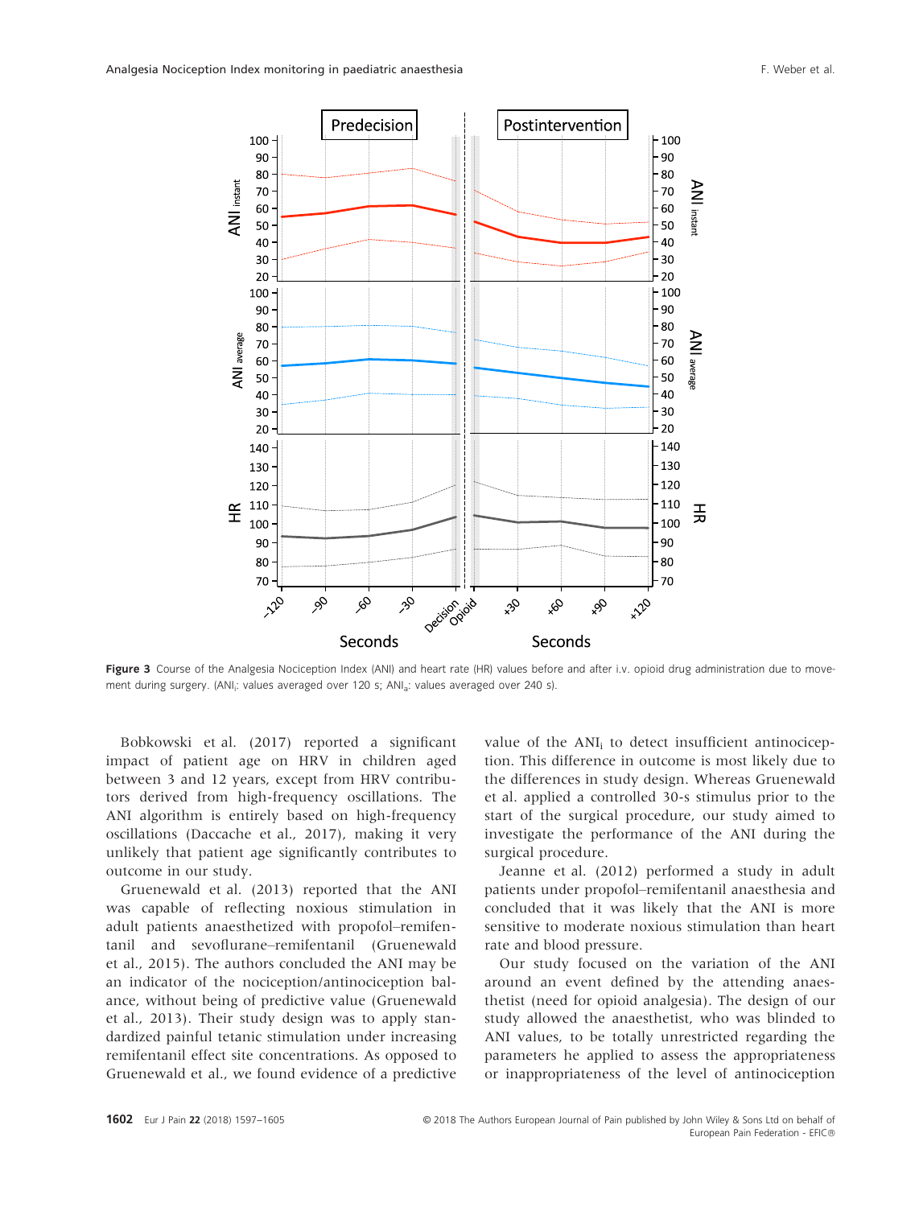Figure 3 Course of the Analgesia Nociception Index (ANI) and heart rate (HR) values before and after i.v. opioid drug administration due to movement during surgery. ($ANI_i$: values averaged over 120 s; $ANI_a$: values averaged over 240 s).

Bobkowski et al. (2017) reported a significant impact of patient age on HRV in children aged between 3 and 12 years, except from HRV contributors derived from high-frequency oscillations. The ANI algorithm is entirely based on high-frequency oscillations (Daccache et al., 2017), making it very unlikely that patient age significantly contributes to outcome in our study.

Gruenewald et al. (2013) reported that the ANI was capable of reflecting noxious stimulation in adult patients anaesthetized with propofol–remifentanil and sevoflurane–remifentanil (Gruenewald et al., 2015). The authors concluded the ANI may be an indicator of the nociception/antinociception balance, without being of predictive value (Gruenewald et al., 2013). Their study design was to apply standardized painful tetanic stimulation under increasing remifentanil effect site concentrations. As opposed to Gruenewald et al., we found evidence of a predictive value of the $ANI_i$ to detect insufficient antinociception. This difference in outcome is most likely due to the differences in study design. Whereas Gruenewald et al. applied a controlled 30-s stimulus prior to the start of the surgical procedure, our study aimed to investigate the performance of the ANI during the surgical procedure.

Jeanne et al. (2012) performed a study in adult patients under propofol–remifentanil anaesthesia and concluded that it was likely that the ANI is more sensitive to moderate noxious stimulation than heart rate and blood pressure.

Our study focused on the variation of the ANI around an event defined by the attending anaesthetist (need for opioid analgesia). The design of our study allowed the anaesthetist, who was blinded to ANI values, to be totally unrestricted regarding the parameters he applied to assess the appropriateness or inappropriateness of the level of antinociception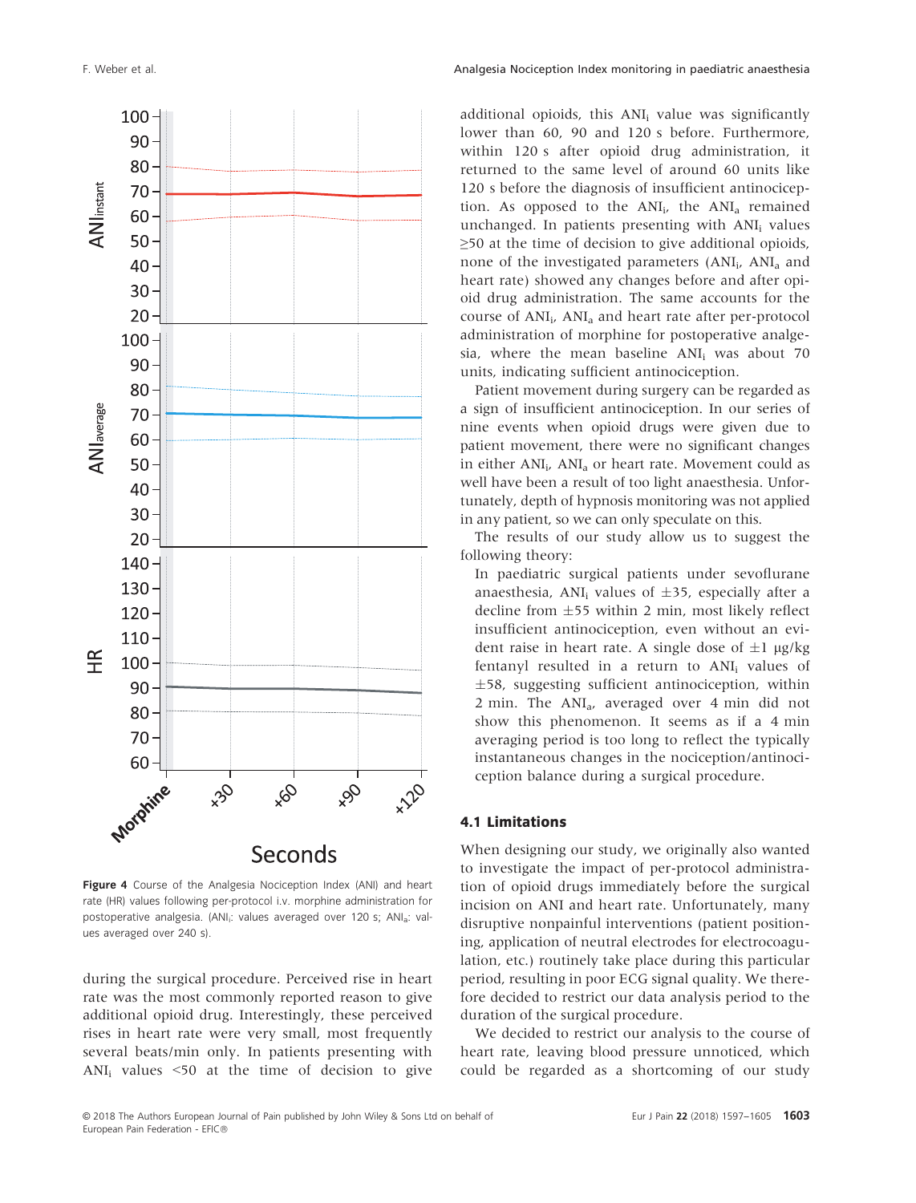**Figure 4** Course of the Analgesia Nociception Index (ANI) and heart rate (HR) values following per-protocol i.v. morphine administration for postoperative analgesia. ($ANI_i$: values averaged over 120 s; $ANI_a$: values averaged over 240 s).

during the surgical procedure. Perceived rise in heart rate was the most commonly reported reason to give additional opioid drug. Interestingly, these perceived rises in heart rate were very small, most frequently several beats/min only. In patients presenting with $ANI_i$ values <50 at the time of decision to give additional opioids, this $ANI_i$ value was significantly lower than 60, 90 and 120 s before. Furthermore, within 120 s after opioid drug administration, it returned to the same level of around 60 units like 120 s before the diagnosis of insufficient antinociception. As opposed to the $ANI_i$, the $ANI_a$ remained unchanged. In patients presenting with $ANI_i$ values ≥50 at the time of decision to give additional opioids, none of the investigated parameters ($ANI_i$, $ANI_a$ and heart rate) showed any changes before and after opioid drug administration. The same accounts for the course of $ANI_i$, $ANI_a$ and heart rate after per-protocol administration of morphine for postoperative analgesia, where the mean baseline $ANI_i$ was about 70 units, indicating sufficient antinociception.

Patient movement during surgery can be regarded as a sign of insufficient antinociception. In our series of nine events when opioid drugs were given due to patient movement, there were no significant changes in either $ANI_i$, $ANI_a$ or heart rate. Movement could as well have been a result of too light anaesthesia. Unfortunately, depth of hypnosis monitoring was not applied in any patient, so we can only speculate on this.

The results of our study allow us to suggest the following theory:

> In paediatric surgical patients under sevoflurane anaesthesia, $ANI_i$ values of ±35, especially after a decline from ±55 within 2 min, most likely reflect insufficient antinociception, even without an evident raise in heart rate. A single dose of ±1 μg/kg fentanyl resulted in a return to $ANI_i$ values of ±58, suggesting sufficient antinociception, within 2 min. The $ANI_a$, averaged over 4 min did not show this phenomenon. It seems as if a 4 min averaging period is too long to reflect the typically instantaneous changes in the nociception/antinociception balance during a surgical procedure.

### 4.1 Limitations

When designing our study, we originally also wanted to investigate the impact of per-protocol administration of opioid drugs immediately before the surgical incision on ANI and heart rate. Unfortunately, many disruptive nonpainful interventions (patient positioning, application of neutral electrodes for electrocoagulation, etc.) routinely take place during this particular period, resulting in poor ECG signal quality. We therefore decided to restrict our data analysis period to the duration of the surgical procedure.

We decided to restrict our analysis to the course of heart rate, leaving blood pressure unnoticed, which could be regarded as a shortcoming of our study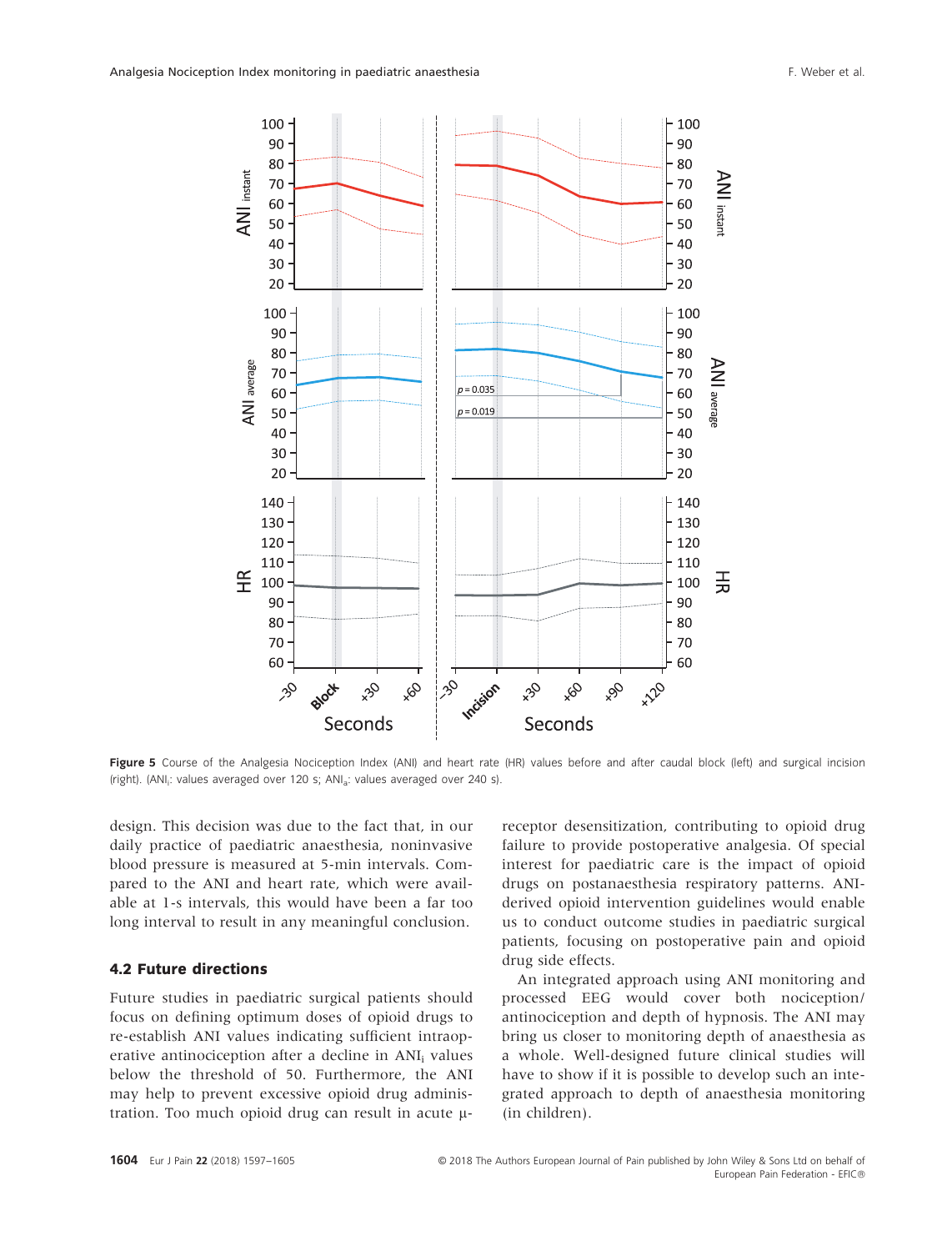**Figure 5** Course of the Analgesia Nociception Index (ANI) and heart rate (HR) values before and after caudal block (left) and surgical incision (right). ($ANI_i$: values averaged over 120 s; $ANI_a$: values averaged over 240 s).

design. This decision was due to the fact that, in our daily practice of paediatric anaesthesia, noninvasive blood pressure is measured at 5-min intervals. Compared to the ANI and heart rate, which were available at 1-s intervals, this would have been a far too long interval to result in any meaningful conclusion.

### 4.2 Future directions

Future studies in paediatric surgical patients should focus on defining optimum doses of opioid drugs to re-establish ANI values indicating sufficient intraoperative antinociception after a decline in $ANI_i$ values below the threshold of 50. Furthermore, the ANI may help to prevent excessive opioid drug administration. Too much opioid drug can result in acute µ-receptor desensitization, contributing to opioid drug failure to provide postoperative analgesia. Of special interest for paediatric care is the impact of opioid drugs on postanaesthesia respiratory patterns. ANI-derived opioid intervention guidelines would enable us to conduct outcome studies in paediatric surgical patients, focusing on postoperative pain and opioid drug side effects.

An integrated approach using ANI monitoring and processed EEG would cover both nociception/antinociception and depth of hypnosis. The ANI may bring us closer to monitoring depth of anaesthesia as a whole. Well-designed future clinical studies will have to show if it is possible to develop such an integrated approach to depth of anaesthesia monitoring (in children).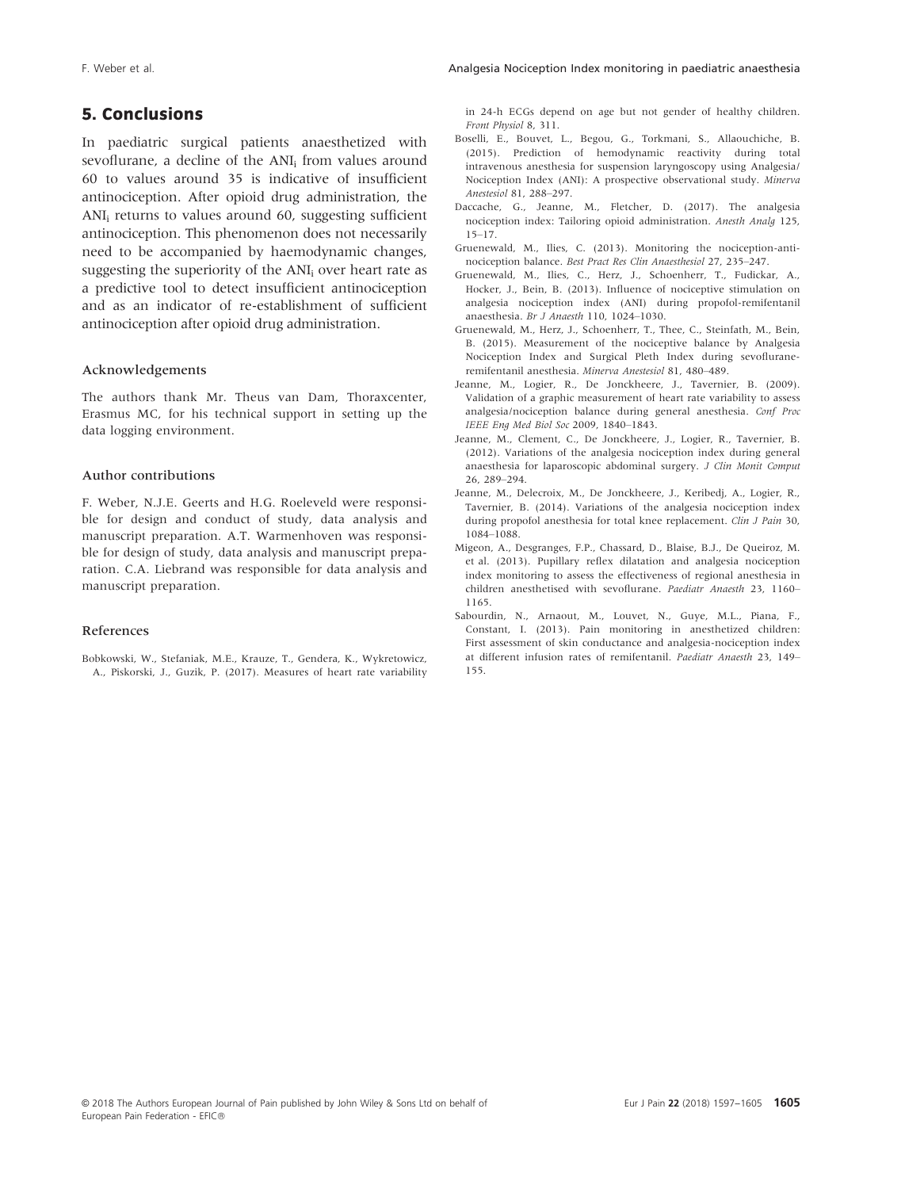## 5. Conclusions

In paediatric surgical patients anaesthetized with sevoflurane, a decline of the $ANI_i$ from values around 60 to values around 35 is indicative of insufficient antinociception. After opioid drug administration, the $ANI_i$ returns to values around 60, suggesting sufficient antinociception. This phenomenon does not necessarily need to be accompanied by haemodynamic changes, suggesting the superiority of the $ANI_i$ over heart rate as a predictive tool to detect insufficient antinociception and as an indicator of re-establishment of sufficient antinociception after opioid drug administration.

#### Acknowledgements

The authors thank Mr. Theus van Dam, Thoraxcenter, Erasmus MC, for his technical support in setting up the data logging environment.

#### Author contributions

F. Weber, N.J.E. Geerts and H.G. Roeleveld were responsible for design and conduct of study, data analysis and manuscript preparation. A.T. Warmenhoven was responsible for design of study, data analysis and manuscript preparation. C.A. Liebrand was responsible for data analysis and manuscript preparation.

#### References

Bobkowski, W., Stefaniak, M.E., Krauze, T., Gendera, K., Wykretowicz, A., Piskorski, J., Guzik, P. (2017). Measures of heart rate variability in 24-h ECGs depend on age but not gender of healthy children. *Front Physiol* 8, 311.

Boselli, E., Bouvet, L., Begou, G., Torkmani, S., Allaouchiche, B. (2015). Prediction of hemodynamic reactivity during total intravenous anesthesia for suspension laryngoscopy using Analgesia/Nociception Index (ANI): A prospective observational study. *Minerva Anestesiol* 81, 288–297.

Daccache, G., Jeanne, M., Fletcher, D. (2017). The analgesia nociception index: Tailoring opioid administration. *Anesth Analg* 125, 15–17.

Gruenewald, M., Ilies, C. (2013). Monitoring the nociception-antinociception balance. *Best Pract Res Clin Anaesthesiol* 27, 235–247.

Gruenewald, M., Ilies, C., Herz, J., Schoenherr, T., Fudickar, A., Hocker, J., Bein, B. (2013). Influence of nociceptive stimulation on analgesia nociception index (ANI) during propofol-remifentanil anaesthesia. *Br J Anaesth* 110, 1024–1030.

Gruenewald, M., Herz, J., Schoenherr, T., Thee, C., Steinfath, M., Bein, B. (2015). Measurement of the nociceptive balance by Analgesia Nociception Index and Surgical Pleth Index during sevoflurane-remifentanil anesthesia. *Minerva Anestesiol* 81, 480–489.

Jeanne, M., Logier, R., De Jonckheere, J., Tavernier, B. (2009). Validation of a graphic measurement of heart rate variability to assess analgesia/nociception balance during general anesthesia. *Conf Proc IEEE Eng Med Biol Soc* 2009, 1840–1843.

Jeanne, M., Clement, C., De Jonckheere, J., Logier, R., Tavernier, B. (2012). Variations of the analgesia nociception index during general anaesthesia for laparoscopic abdominal surgery. *J Clin Monit Comput* 26, 289–294.

Jeanne, M., Delecroix, M., De Jonckheere, J., Keribedj, A., Logier, R., Tavernier, B. (2014). Variations of the analgesia nociception index during propofol anesthesia for total knee replacement. *Clin J Pain* 30, 1084–1088.

Migeon, A., Desgranges, F.P., Chassard, D., Blaise, B.J., De Queiroz, M. et al. (2013). Pupillary reflex dilatation and analgesia nociception index monitoring to assess the effectiveness of regional anesthesia in children anesthetised with sevoflurane. *Paediatr Anaesth* 23, 1160–1165.

Sabourdin, N., Arnaout, M., Louvet, N., Guye, M.L., Piana, F., Constant, I. (2013). Pain monitoring in anesthetized children: First assessment of skin conductance and analgesia-nociception index at different infusion rates of remifentanil. *Paediatr Anaesth* 23, 149–155.